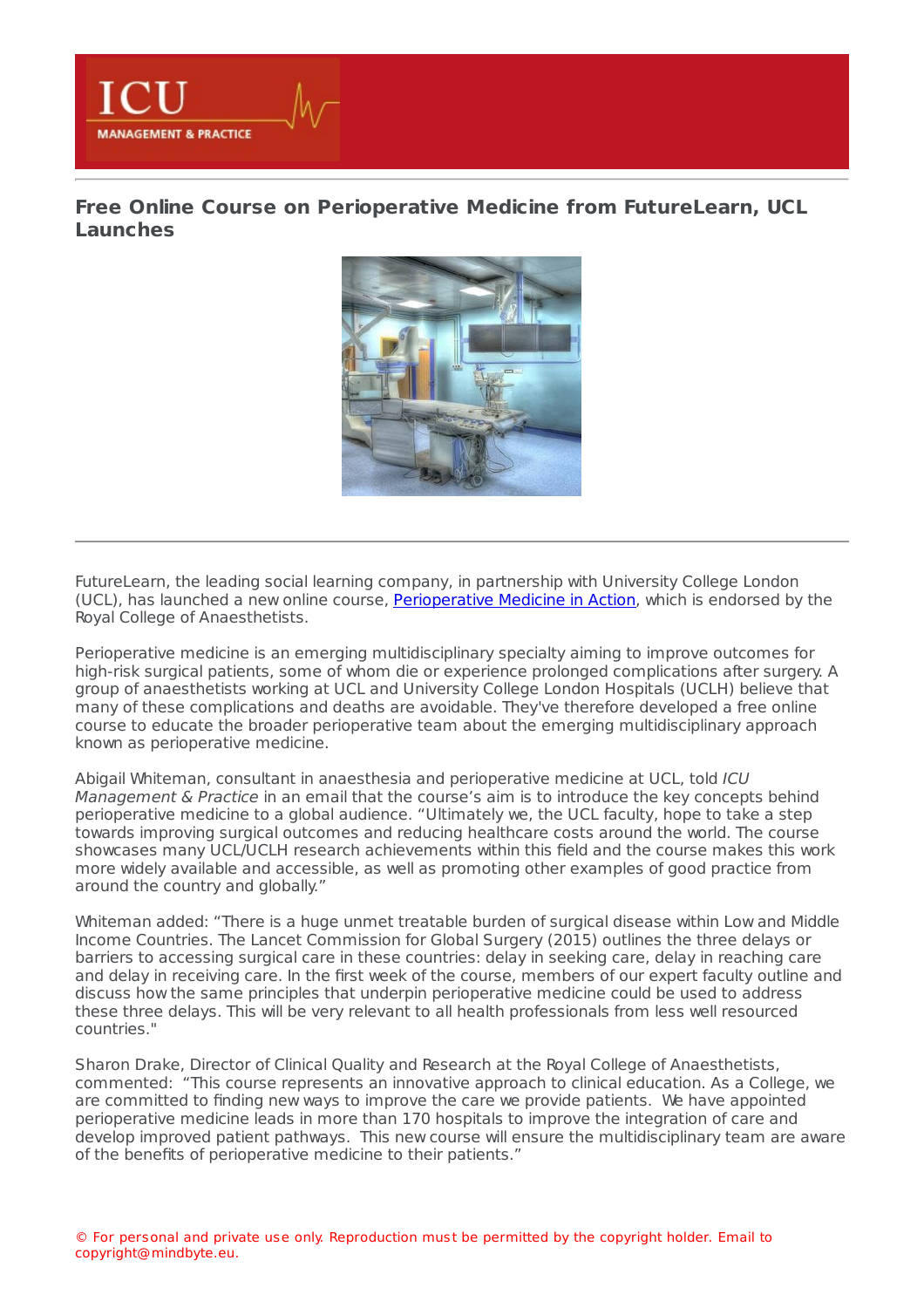# Free Online Course on Perioperative Medicine from FutureLearn, UCL Launches

FutureLearn, the leading social learning company, in partnership with University College London (UCL), has launched a new online course, [Perioperative Medicine in Action](), which is endorsed by the Royal College of Anaesthetists.

Perioperative medicine is an emerging multidisciplinary specialty aiming to improve outcomes for high-risk surgical patients, some of whom die or experience prolonged complications after surgery. A group of anaesthetists working at UCL and University College London Hospitals (UCLH) believe that many of these complications and deaths are avoidable. They've therefore developed a free online course to educate the broader perioperative team about the emerging multidisciplinary approach known as perioperative medicine.

Abigail Whiteman, consultant in anaesthesia and perioperative medicine at UCL, told *ICU Management & Practice* in an email that the course's aim is to introduce the key concepts behind perioperative medicine to a global audience. "Ultimately we, the UCL faculty, hope to take a step towards improving surgical outcomes and reducing healthcare costs around the world. The course showcases many UCL/UCLH research achievements within this field and the course makes this work more widely available and accessible, as well as promoting other examples of good practice from around the country and globally."

Whiteman added: "There is a huge unmet treatable burden of surgical disease within Low and Middle Income Countries. The Lancet Commission for Global Surgery (2015) outlines the three delays or barriers to accessing surgical care in these countries: delay in seeking care, delay in reaching care and delay in receiving care. In the first week of the course, members of our expert faculty outline and discuss how the same principles that underpin perioperative medicine could be used to address these three delays. This will be very relevant to all health professionals from less well resourced countries."

Sharon Drake, Director of Clinical Quality and Research at the Royal College of Anaesthetists, commented: "This course represents an innovative approach to clinical education. As a College, we are committed to finding new ways to improve the care we provide patients. We have appointed perioperative medicine leads in more than 170 hospitals to improve the integration of care and develop improved patient pathways. This new course will ensure the multidisciplinary team are aware of the benefits of perioperative medicine to their patients."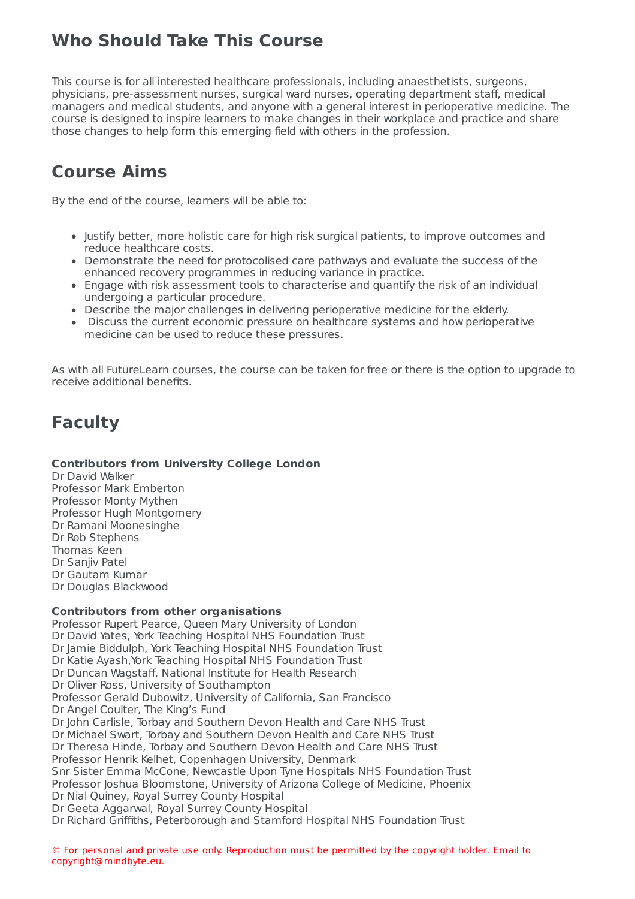## Who Should Take This Course

This course is for all interested healthcare professionals, including anaesthetists, surgeons, physicians, pre-assessment nurses, surgical ward nurses, operating department staff, medical managers and medical students, and anyone with a general interest in perioperative medicine. The course is designed to inspire learners to make changes in their workplace and practice and share those changes to help form this emerging field with others in the profession.

## Course Aims

By the end of the course, learners will be able to:

- Justify better, more holistic care for high risk surgical patients, to improve outcomes and reduce healthcare costs.
- Demonstrate the need for protocolised care pathways and evaluate the success of the enhanced recovery programmes in reducing variance in practice.
- Engage with risk assessment tools to characterise and quantify the risk of an individual undergoing a particular procedure.
- Describe the major challenges in delivering perioperative medicine for the elderly.
- Discuss the current economic pressure on healthcare systems and how perioperative medicine can be used to reduce these pressures.

As with all FutureLearn courses, the course can be taken for free or there is the option to upgrade to receive additional benefits.

## Faculty

**Contributors from University College London**
Dr David Walker
Professor Mark Emberton
Professor Monty Mythen
Professor Hugh Montgomery
Dr Ramani Moonesinghe
Dr Rob Stephens
Thomas Keen
Dr Sanjiv Patel
Dr Gautam Kumar
Dr Douglas Blackwood

**Contributors from other organisations**
Professor Rupert Pearce, Queen Mary University of London
Dr David Yates, York Teaching Hospital NHS Foundation Trust
Dr Jamie Biddulph, York Teaching Hospital NHS Foundation Trust
Dr Katie Ayash,York Teaching Hospital NHS Foundation Trust
Dr Duncan Wagstaff, National Institute for Health Research
Dr Oliver Ross, University of Southampton
Professor Gerald Dubowitz, University of California, San Francisco
Dr Angel Coulter, The King's Fund
Dr John Carlisle, Torbay and Southern Devon Health and Care NHS Trust
Dr Michael Swart, Torbay and Southern Devon Health and Care NHS Trust
Dr Theresa Hinde, Torbay and Southern Devon Health and Care NHS Trust
Professor Henrik Kelhet, Copenhagen University, Denmark
Snr Sister Emma McCone, Newcastle Upon Tyne Hospitals NHS Foundation Trust
Professor Joshua Bloomstone, University of Arizona College of Medicine, Phoenix
Dr Nial Quiney, Royal Surrey County Hospital
Dr Geeta Aggarwal, Royal Surrey County Hospital
Dr Richard Griffiths, Peterborough and Stamford Hospital NHS Foundation Trust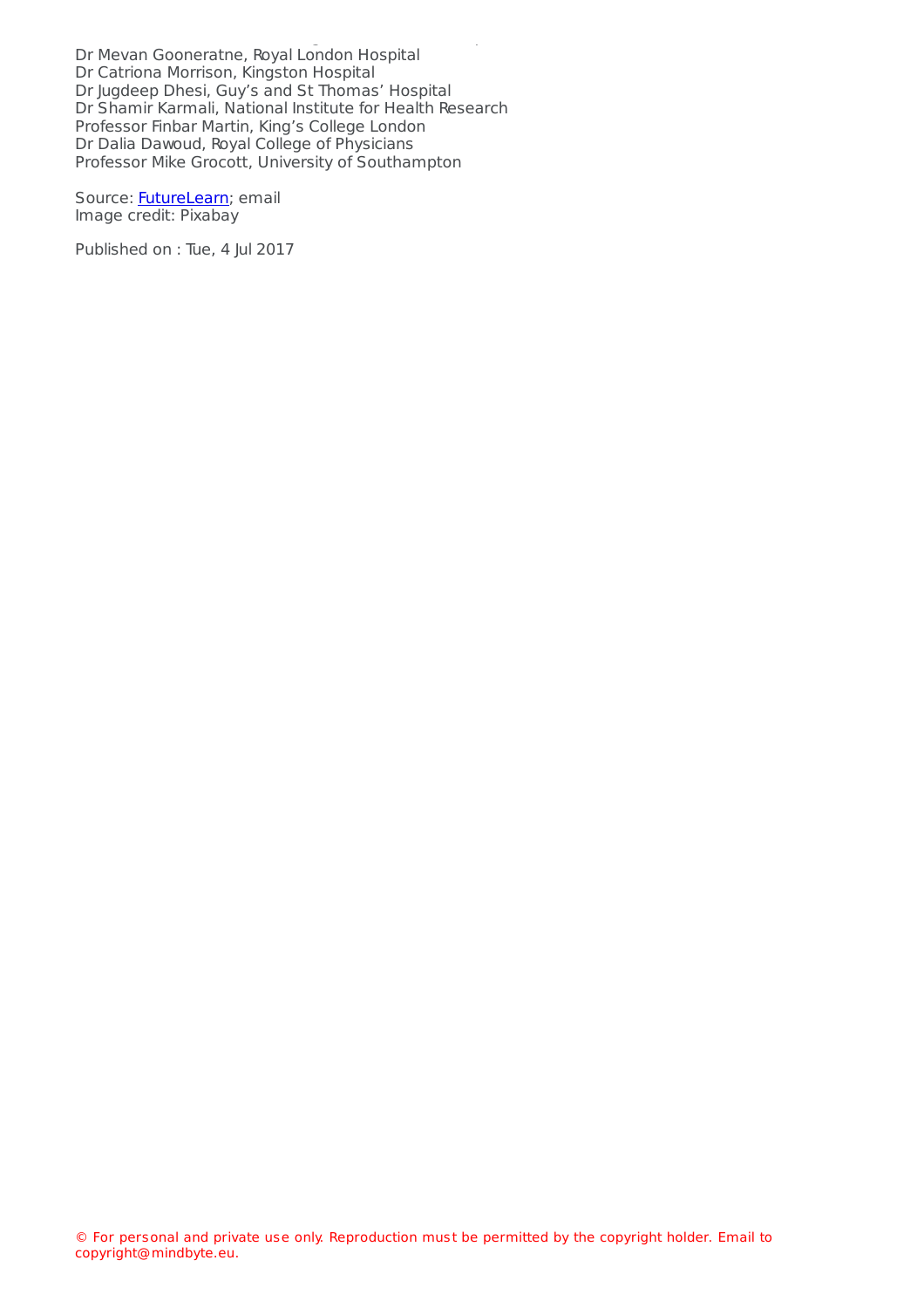Dr Mevan Gooneratne, Royal London Hospital
Dr Catriona Morrison, Kingston Hospital
Dr Jugdeep Dhesi, Guy's and St Thomas' Hospital
Dr Shamir Karmali, National Institute for Health Research
Professor Finbar Martin, King's College London
Dr Dalia Dawoud, Royal College of Physicians
Professor Mike Grocott, University of Southampton

Source: FutureLearn; email
Image credit: Pixabay

Published on : Tue, 4 Jul 2017

© For personal and private use only. Reproduction must be permitted by the copyright holder. Email to copyright@mindbyte.eu.